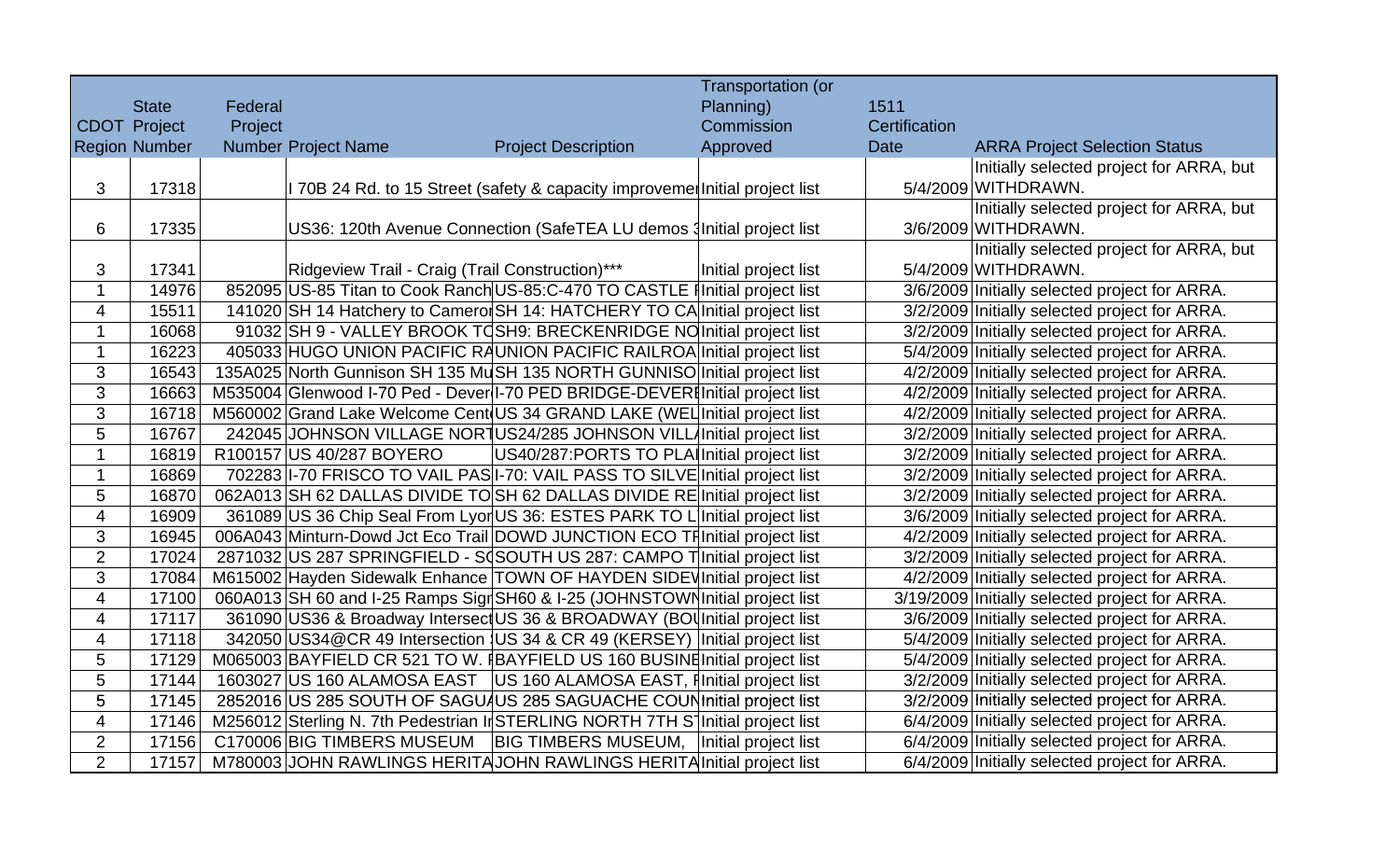| CDOT Region | State Project Number | Federal Project Number | Project Name | Project Description | Transportation (or Planning) Commission Approved | 1511 Certification Date | ARRA Project Selection Status |
|---|---|---|---|---|---|---|---|
| 3 | 17318 | | I 70B 24 Rd. to 15 Street (safety & capacity improveme | | Initial project list | 5/4/2009 | Initially selected project for ARRA, but WITHDRAWN. |
| 6 | 17335 | | US36: 120th Avenue Connection (SafeTEA LU demos 3 | | Initial project list | 3/6/2009 | Initially selected project for ARRA, but WITHDRAWN. |
| 3 | 17341 | | Ridgeview Trail - Craig (Trail Construction)*** | | Initial project list | 5/4/2009 | Initially selected project for ARRA, but WITHDRAWN. |
| 1 | 14976 | 852095 | US-85 Titan to Cook Ranch | US-85:C-470 TO CASTLE F | Initial project list | 3/6/2009 | Initially selected project for ARRA. |
| 4 | 15511 | 141020 | SH 14 Hatchery to Camero | SH 14: HATCHERY TO CA | Initial project list | 3/2/2009 | Initially selected project for ARRA. |
| 1 | 16068 | 91032 | SH 9 - VALLEY BROOK TO | SH9: BRECKENRIDGE NO | Initial project list | 3/2/2009 | Initially selected project for ARRA. |
| 1 | 16223 | 405033 | HUGO UNION PACIFIC RA | UNION PACIFIC RAILROA | Initial project list | 5/4/2009 | Initially selected project for ARRA. |
| 3 | 16543 | 135A025 | North Gunnison SH 135 Mu | SH 135 NORTH GUNNISO | Initial project list | 4/2/2009 | Initially selected project for ARRA. |
| 3 | 16663 | M535004 | Glenwood I-70 Ped - Dever | I-70 PED BRIDGE-DEVERE | Initial project list | 4/2/2009 | Initially selected project for ARRA. |
| 3 | 16718 | M560002 | Grand Lake Welcome Cent | US 34 GRAND LAKE (WEL | Initial project list | 4/2/2009 | Initially selected project for ARRA. |
| 5 | 16767 | 242045 | JOHNSON VILLAGE NORT | US24/285 JOHNSON VILLA | Initial project list | 3/2/2009 | Initially selected project for ARRA. |
| 1 | 16819 | R100157 | US 40/287 BOYERO | US40/287:PORTS TO PLA | Initial project list | 3/2/2009 | Initially selected project for ARRA. |
| 1 | 16869 | 702283 | I-70 FRISCO TO VAIL PAS | I-70: VAIL PASS TO SILVE | Initial project list | 3/2/2009 | Initially selected project for ARRA. |
| 5 | 16870 | 062A013 | SH 62 DALLAS DIVIDE TO | SH 62 DALLAS DIVIDE RE | Initial project list | 3/2/2009 | Initially selected project for ARRA. |
| 4 | 16909 | 361089 | US 36 Chip Seal From Lyor | US 36: ESTES PARK TO L | Initial project list | 3/6/2009 | Initially selected project for ARRA. |
| 3 | 16945 | 006A043 | Minturn-Dowd Jct Eco Trail | DOWD JUNCTION ECO TR | Initial project list | 4/2/2009 | Initially selected project for ARRA. |
| 2 | 17024 | 2871032 | US 287 SPRINGFIELD - SO | SOUTH US 287: CAMPO T | Initial project list | 3/2/2009 | Initially selected project for ARRA. |
| 3 | 17084 | M615002 | Hayden Sidewalk Enhance | TOWN OF HAYDEN SIDEV | Initial project list | 4/2/2009 | Initially selected project for ARRA. |
| 4 | 17100 | 060A013 | SH 60 and I-25 Ramps Sigr | SH60 & I-25 (JOHNSTOWN | Initial project list | 3/19/2009 | Initially selected project for ARRA. |
| 4 | 17117 | 361090 | US36 & Broadway Intersect | US 36 & BROADWAY (BOU | Initial project list | 3/6/2009 | Initially selected project for ARRA. |
| 4 | 17118 | 342050 | US34@CR 49 Intersection | US 34 & CR 49 (KERSEY) | Initial project list | 5/4/2009 | Initially selected project for ARRA. |
| 5 | 17129 | M065003 | BAYFIELD CR 521 TO W. I | BAYFIELD US 160 BUSINE | Initial project list | 5/4/2009 | Initially selected project for ARRA. |
| 5 | 17144 | 1603027 | US 160 ALAMOSA EAST | US 160 ALAMOSA EAST, F | Initial project list | 3/2/2009 | Initially selected project for ARRA. |
| 5 | 17145 | 2852016 | US 285 SOUTH OF SAGUA | US 285 SAGUACHE COUN | Initial project list | 3/2/2009 | Initially selected project for ARRA. |
| 4 | 17146 | M256012 | Sterling N. 7th Pedestrian Ir | STERLING NORTH 7TH ST | Initial project list | 6/4/2009 | Initially selected project for ARRA. |
| 2 | 17156 | C170006 | BIG TIMBERS MUSEUM | BIG TIMBERS MUSEUM, | Initial project list | 6/4/2009 | Initially selected project for ARRA. |
| 2 | 17157 | M780003 | JOHN RAWLINGS HERITA | JOHN RAWLINGS HERITA | Initial project list | 6/4/2009 | Initially selected project for ARRA. |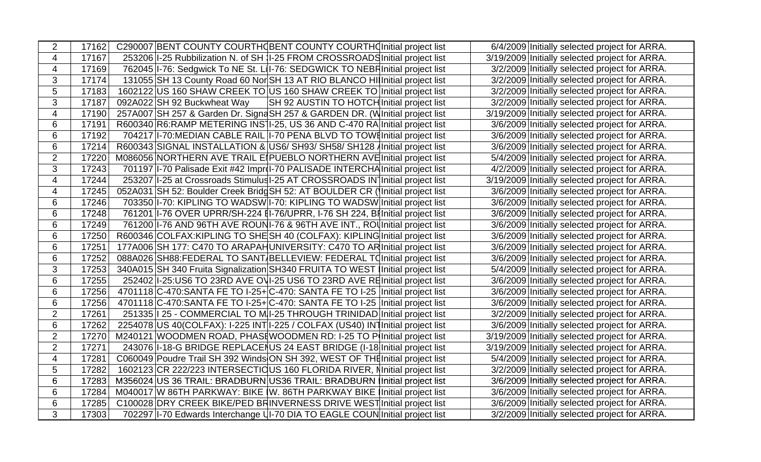| | | | | | | | | |
|---|---|---|---|---|---|---|---|---|
| 2 | 17162 | C290007 | BENT COUNTY COURTH | BENT COUNTY COURTH | Initial project list | | 6/4/2009 | Initially selected project for ARRA. |
| 4 | 17167 | 253206 | I-25 Rubbilization N. of SH | I-25 FROM CROSSROADS | Initial project list | | 3/19/2009 | Initially selected project for ARRA. |
| 4 | 17169 | 762045 | I-76: Sedgwick To NE St. Li | I-76: SEDGWICK TO NEBR | Initial project list | | 3/2/2009 | Initially selected project for ARRA. |
| 3 | 17174 | 131055 | SH 13 County Road 60 Nor | SH 13 AT RIO BLANCO HI | Initial project list | | 3/2/2009 | Initially selected project for ARRA. |
| 5 | 17183 | 1602122 | US 160 SHAW CREEK TO | US 160 SHAW CREEK TO | Initial project list | | 3/2/2009 | Initially selected project for ARRA. |
| 3 | 17187 | 092A022 | SH 92 Buckwheat Way | SH 92 AUSTIN TO HOTCH | Initial project list | | 3/2/2009 | Initially selected project for ARRA. |
| 4 | 17190 | 257A007 | SH 257 & Garden Dr. Signa | SH 257 & GARDEN DR. (W | Initial project list | | 3/19/2009 | Initially selected project for ARRA. |
| 6 | 17191 | R600340 | R6:RAMP METERING INS | I-25, US 36 AND C-470 RA | Initial project list | | 3/6/2009 | Initially selected project for ARRA. |
| 6 | 17192 | 704217 | I-70:MEDIAN CABLE RAIL | I-70 PENA BLVD TO TOW | Initial project list | | 3/6/2009 | Initially selected project for ARRA. |
| 6 | 17214 | R600343 | SIGNAL INSTALLATION & | US6/ SH93/ SH58/ SH128 / | Initial project list | | 3/6/2009 | Initially selected project for ARRA. |
| 2 | 17220 | M086056 | NORTHERN AVE TRAIL E | PUEBLO NORTHERN AVE | Initial project list | | 5/4/2009 | Initially selected project for ARRA. |
| 3 | 17243 | 701197 | I-70 Palisade Exit #42 Impr | I-70 PALISADE INTERCHA | Initial project list | | 4/2/2009 | Initially selected project for ARRA. |
| 4 | 17244 | 253207 | I-25 at Crossroads Stimulus | I-25 AT CROSSROADS IN | Initial project list | | 3/19/2009 | Initially selected project for ARRA. |
| 4 | 17245 | 052A031 | SH 52: Boulder Creek Bridg | SH 52: AT BOULDER CR ( | Initial project list | | 3/6/2009 | Initially selected project for ARRA. |
| 6 | 17246 | 703350 | I-70: KIPLING TO WADSW | I-70: KIPLING TO WADSW | Initial project list | | 3/6/2009 | Initially selected project for ARRA. |
| 6 | 17248 | 761201 | I-76 OVER UPRR/SH-224 I | I-76/UPRR, I-76 SH 224, B | Initial project list | | 3/6/2009 | Initially selected project for ARRA. |
| 6 | 17249 | 761200 | I-76 AND 96TH AVE ROU | I-76 & 96TH AVE INT., RO | Initial project list | | 3/6/2009 | Initially selected project for ARRA. |
| 6 | 17250 | R600346 | COLFAX:KIPLING TO SHE | SH 40 (COLFAX): KIPLING | Initial project list | | 3/6/2009 | Initially selected project for ARRA. |
| 6 | 17251 | 177A006 | SH 177: C470 TO ARAPAH | UNIVERSITY: C470 TO AR | Initial project list | | 3/6/2009 | Initially selected project for ARRA. |
| 6 | 17252 | 088A026 | SH88:FEDERAL TO SANT | BELLEVIEW: FEDERAL TO | Initial project list | | 3/6/2009 | Initially selected project for ARRA. |
| 3 | 17253 | 340A015 | SH 340 Fruita Signalization | SH340 FRUITA TO WEST | Initial project list | | 5/4/2009 | Initially selected project for ARRA. |
| 6 | 17255 | 252402 | I-25:US6 TO 23RD AVE O | I-25 US6 TO 23RD AVE RE | Initial project list | | 3/6/2009 | Initially selected project for ARRA. |
| 6 | 17256 | 4701118 | C-470:SANTA FE TO I-25+ | C-470: SANTA FE TO I-25 | Initial project list | | 3/6/2009 | Initially selected project for ARRA. |
| 6 | 17256 | 4701118 | C-470:SANTA FE TO I-25+ | C-470: SANTA FE TO I-25 | Initial project list | | 3/6/2009 | Initially selected project for ARRA. |
| 2 | 17261 | 251335 | I 25 - COMMERCIAL TO M | I-25 THROUGH TRINIDAD | Initial project list | | 3/2/2009 | Initially selected project for ARRA. |
| 6 | 17262 | 2254078 | US 40(COLFAX): I-225 INT | I-225 / COLFAX (US40) IN | Initial project list | | 3/6/2009 | Initially selected project for ARRA. |
| 2 | 17270 | M240121 | WOODMEN ROAD, PHASE | WOODMEN RD: I-25 TO P | Initial project list | | 3/19/2009 | Initially selected project for ARRA. |
| 2 | 17271 | 243076 | I-18-G BRIDGE REPLACE | US 24 EAST BRIDGE (I-18 | Initial project list | | 3/19/2009 | Initially selected project for ARRA. |
| 4 | 17281 | C060049 | Poudre Trail SH 392 Winds | ON SH 392, WEST OF THE | Initial project list | | 5/4/2009 | Initially selected project for ARRA. |
| 5 | 17282 | 1602123 | CR 222/223 INTERSECTIO | US 160 FLORIDA RIVER, N | Initial project list | | 3/2/2009 | Initially selected project for ARRA. |
| 6 | 17283 | M356024 | US 36 TRAIL: BRADBURN | US36 TRAIL: BRADBURN | Initial project list | | 3/6/2009 | Initially selected project for ARRA. |
| 6 | 17284 | M040017 | W 86TH PARKWAY: BIKE | W. 86TH PARKWAY BIKE | Initial project list | | 3/6/2009 | Initially selected project for ARRA. |
| 6 | 17285 | C100028 | DRY CREEK BIKE/PED BR | INVERNESS DRIVE WEST | Initial project list | | 3/6/2009 | Initially selected project for ARRA. |
| 3 | 17303 | 702297 | I-70 Edwards Interchange U | I-70 DIA TO EAGLE COUN | Initial project list | | 3/2/2009 | Initially selected project for ARRA. |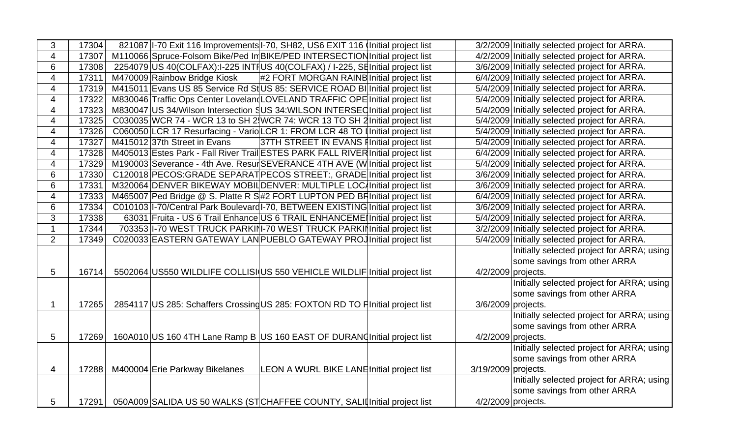| | | | | | | | |
|---|---|---|---|---|---|---|---|
| 3 | 17304 | 821087 | I-70 Exit 116 Improvements | I-70, SH82, US6 EXIT 116 ( | Initial project list | 3/2/2009 | Initially selected project for ARRA. |
| 4 | 17307 | M110066 | Spruce-Folsom Bike/Ped In | BIKE/PED INTERSECTION | Initial project list | 4/2/2009 | Initially selected project for ARRA. |
| 6 | 17308 | 2254079 | US 40(COLFAX):I-225 INT | US 40(COLFAX) / I-225, SE | Initial project list | 3/6/2009 | Initially selected project for ARRA. |
| 4 | 17311 | M470009 | Rainbow Bridge Kiosk | #2 FORT MORGAN RAINB | Initial project list | 6/4/2009 | Initially selected project for ARRA. |
| 4 | 17319 | M415011 | Evans US 85 Service Rd St | US 85: SERVICE ROAD BI | Initial project list | 5/4/2009 | Initially selected project for ARRA. |
| 4 | 17322 | M830046 | Traffic Ops Center Loveland | LOVELAND TRAFFIC OPE | Initial project list | 5/4/2009 | Initially selected project for ARRA. |
| 4 | 17323 | M830047 | US 34/Wilson Intersection S | US 34:WILSON INTERSEC | Initial project list | 5/4/2009 | Initially selected project for ARRA. |
| 4 | 17325 | C030035 | WCR 74 - WCR 13 to SH 2 | WCR 74: WCR 13 TO SH 2 | Initial project list | 5/4/2009 | Initially selected project for ARRA. |
| 4 | 17326 | C060050 | LCR 17 Resurfacing - Vario | LCR 1: FROM LCR 48 TO L | Initial project list | 5/4/2009 | Initially selected project for ARRA. |
| 4 | 17327 | M415012 | 37th Street in Evans | 37TH STREET IN EVANS F | Initial project list | 5/4/2009 | Initially selected project for ARRA. |
| 4 | 17328 | M405013 | Estes Park - Fall River Trail | ESTES PARK FALL RIVER | Initial project list | 6/4/2009 | Initially selected project for ARRA. |
| 4 | 17329 | M190003 | Severance - 4th Ave. Resur | SEVERANCE 4TH AVE (W | Initial project list | 5/4/2009 | Initially selected project for ARRA. |
| 6 | 17330 | C120018 | PECOS:GRADE SEPARAT | PECOS STREET:, GRADE | Initial project list | 3/6/2009 | Initially selected project for ARRA. |
| 6 | 17331 | M320064 | DENVER BIKEWAY MOBIL | DENVER: MULTIPLE LOCA | Initial project list | 3/6/2009 | Initially selected project for ARRA. |
| 4 | 17333 | M465007 | Ped Bridge @ S. Platte R S | #2 FORT LUPTON PED BR | Initial project list | 6/4/2009 | Initially selected project for ARRA. |
| 6 | 17334 | C010103 | I-70/Central Park Boulevard | I-70, BETWEEN EXISTING | Initial project list | 3/6/2009 | Initially selected project for ARRA. |
| 3 | 17338 | 63031 | Fruita - US 6 Trail Enhance | US 6 TRAIL ENHANCEME | Initial project list | 5/4/2009 | Initially selected project for ARRA. |
| 1 | 17344 | 703353 | I-70 WEST TRUCK PARKI | I-70 WEST TRUCK PARKI | Initial project list | 3/2/2009 | Initially selected project for ARRA. |
| 2 | 17349 | C020033 | EASTERN GATEWAY LAN | PUEBLO GATEWAY PROJ | Initial project list | 5/4/2009 | Initially selected project for ARRA. |
| 5 | 16714 | 5502064 | US550 WILDLIFE COLLISI | US 550 VEHICLE WILDLIF | Initial project list | 4/2/2009 | Initially selected project for ARRA; using some savings from other ARRA projects. |
| 1 | 17265 | 2854117 | US 285: Schaffers Crossing | US 285: FOXTON RD TO F | Initial project list | 3/6/2009 | Initially selected project for ARRA; using some savings from other ARRA projects. |
| 5 | 17269 | 160A010 | US 160 4TH Lane Ramp B | US 160 EAST OF DURANG | Initial project list | 4/2/2009 | Initially selected project for ARRA; using some savings from other ARRA projects. |
| 4 | 17288 | M400004 | Erie Parkway Bikelanes | LEON A WURL BIKE LANE | Initial project list | 3/19/2009 | Initially selected project for ARRA; using some savings from other ARRA projects. |
| 5 | 17291 | 050A009 | SALIDA US 50 WALKS (ST | CHAFFEE COUNTY, SALI | Initial project list | 4/2/2009 | Initially selected project for ARRA; using some savings from other ARRA projects. |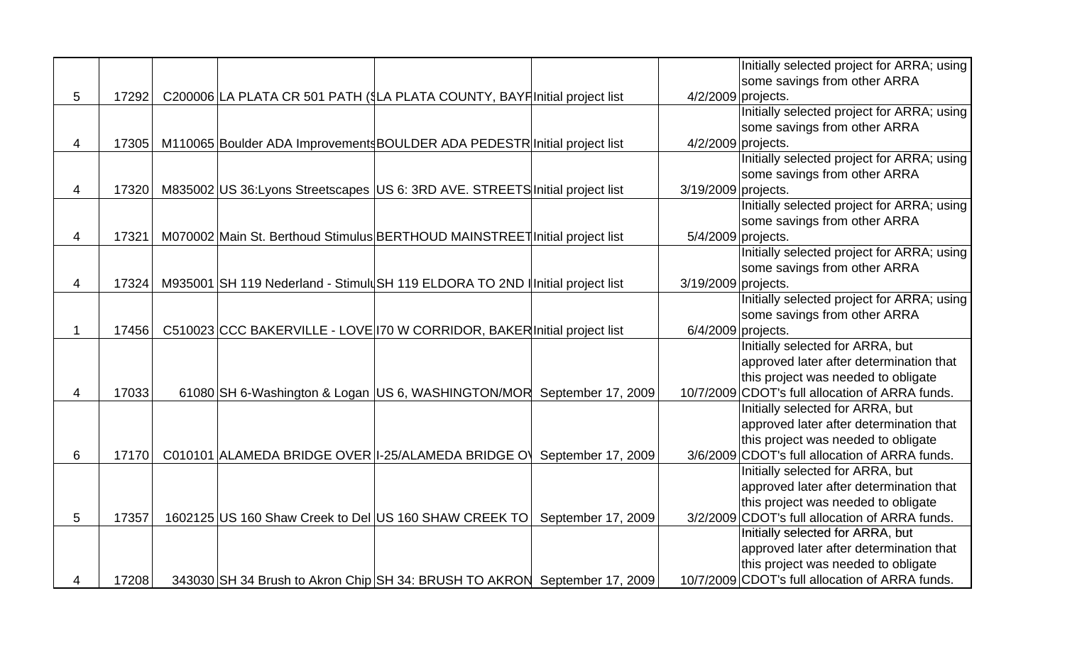| | | | | | | | |
|---|---|---|---|---|---|---|---|
| 5 | 17292 | C200006 | LA PLATA CR 501 PATH (S | LA PLATA COUNTY, BAYF | Initial project list | 4/2/2009 | Initially selected project for ARRA; using some savings from other ARRA projects. |
| 4 | 17305 | M110065 | Boulder ADA Improvements | BOULDER ADA PEDESTR | Initial project list | 4/2/2009 | Initially selected project for ARRA; using some savings from other ARRA projects. |
| 4 | 17320 | M835002 | US 36:Lyons Streetscapes | US 6: 3RD AVE. STREETS | Initial project list | 3/19/2009 | Initially selected project for ARRA; using some savings from other ARRA projects. |
| 4 | 17321 | M070002 | Main St. Berthoud Stimulus | BERTHOUD MAINSTREET | Initial project list | 5/4/2009 | Initially selected project for ARRA; using some savings from other ARRA projects. |
| 4 | 17324 | M935001 | SH 119 Nederland - Stimulu | SH 119 ELDORA TO 2ND I | Initial project list | 3/19/2009 | Initially selected project for ARRA; using some savings from other ARRA projects. |
| 1 | 17456 | C510023 | CCC BAKERVILLE - LOVE | I70 W CORRIDOR, BAKER | Initial project list | 6/4/2009 | Initially selected project for ARRA; using some savings from other ARRA projects. |
| 4 | 17033 | 61080 | SH 6-Washington & Logan | US 6, WASHINGTON/MOR | September 17, 2009 | 10/7/2009 | Initially selected for ARRA, but approved later after determination that this project was needed to obligate CDOT's full allocation of ARRA funds. |
| 6 | 17170 | C010101 | ALAMEDA BRIDGE OVER | I-25/ALAMEDA BRIDGE O\ | September 17, 2009 | 3/6/2009 | Initially selected for ARRA, but approved later after determination that this project was needed to obligate CDOT's full allocation of ARRA funds. |
| 5 | 17357 | 1602125 | US 160 Shaw Creek to Del | US 160 SHAW CREEK TO | September 17, 2009 | 3/2/2009 | Initially selected for ARRA, but approved later after determination that this project was needed to obligate CDOT's full allocation of ARRA funds. |
| 4 | 17208 | 343030 | SH 34 Brush to Akron Chip | SH 34: BRUSH TO AKRON | September 17, 2009 | 10/7/2009 | Initially selected for ARRA, but approved later after determination that this project was needed to obligate CDOT's full allocation of ARRA funds. |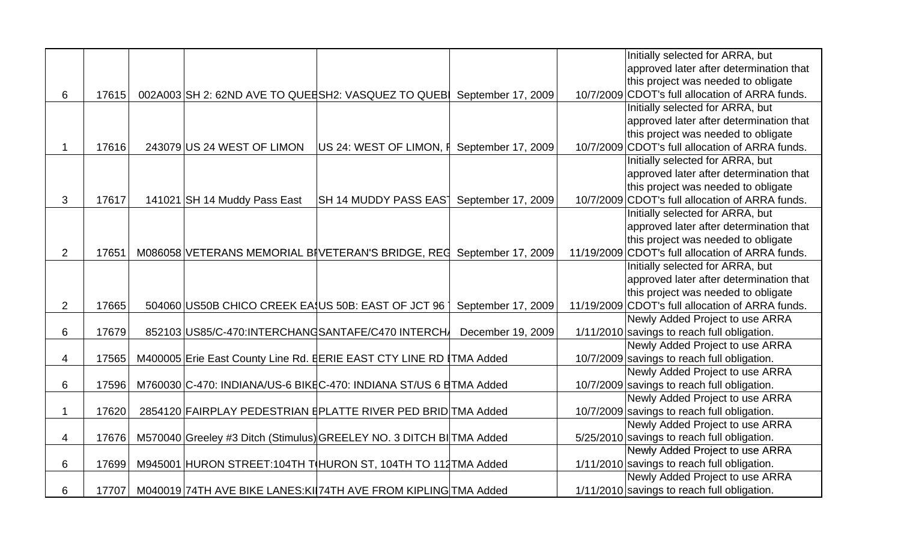| | | | | | | | |
|---|---|---|---|---|---|---|---|
| 6 | 17615 | 002A003 | SH 2: 62ND AVE TO QUEE | SH2: VASQUEZ TO QUEBI | September 17, 2009 | 10/7/2009 | Initially selected for ARRA, but approved later after determination that this project was needed to obligate CDOT's full allocation of ARRA funds. |
| 1 | 17616 | 243079 | US 24 WEST OF LIMON | US 24: WEST OF LIMON, F | September 17, 2009 | 10/7/2009 | Initially selected for ARRA, but approved later after determination that this project was needed to obligate CDOT's full allocation of ARRA funds. |
| 3 | 17617 | 141021 | SH 14 Muddy Pass East | SH 14 MUDDY PASS EAST | September 17, 2009 | 10/7/2009 | Initially selected for ARRA, but approved later after determination that this project was needed to obligate CDOT's full allocation of ARRA funds. |
| 2 | 17651 | M086058 | VETERANS MEMORIAL BI | VETERAN'S BRIDGE, REG | September 17, 2009 | 11/19/2009 | Initially selected for ARRA, but approved later after determination that this project was needed to obligate CDOT's full allocation of ARRA funds. |
| 2 | 17665 | 504060 | US50B CHICO CREEK EAS | US 50B: EAST OF JCT 96 | September 17, 2009 | 11/19/2009 | Initially selected for ARRA, but approved later after determination that this project was needed to obligate CDOT's full allocation of ARRA funds. |
| 6 | 17679 | 852103 | US85/C-470:INTERCHANG | SANTAFE/C470 INTERCH/ | December 19, 2009 | 1/11/2010 | Newly Added Project to use ARRA savings to reach full obligation. |
| 4 | 17565 | M400005 | Erie East County Line Rd. E | ERIE EAST CTY LINE RD I | TMA Added | 10/7/2009 | Newly Added Project to use ARRA savings to reach full obligation. |
| 6 | 17596 | M760030 | C-470: INDIANA/US-6 BIKE | C-470: INDIANA ST/US 6 B | TMA Added | 10/7/2009 | Newly Added Project to use ARRA savings to reach full obligation. |
| 1 | 17620 | 2854120 | FAIRPLAY PEDESTRIAN E | PLATTE RIVER PED BRID | TMA Added | 10/7/2009 | Newly Added Project to use ARRA savings to reach full obligation. |
| 4 | 17676 | M570040 | Greeley #3 Ditch (Stimulus) | GREELEY NO. 3 DITCH BI | TMA Added | 5/25/2010 | Newly Added Project to use ARRA savings to reach full obligation. |
| 6 | 17699 | M945001 | HURON STREET:104TH T( | HURON ST, 104TH TO 112 | TMA Added | 1/11/2010 | Newly Added Project to use ARRA savings to reach full obligation. |
| 6 | 17707 | M040019 | 74TH AVE BIKE LANES:KI | 74TH AVE FROM KIPLING | TMA Added | 1/11/2010 | Newly Added Project to use ARRA savings to reach full obligation. |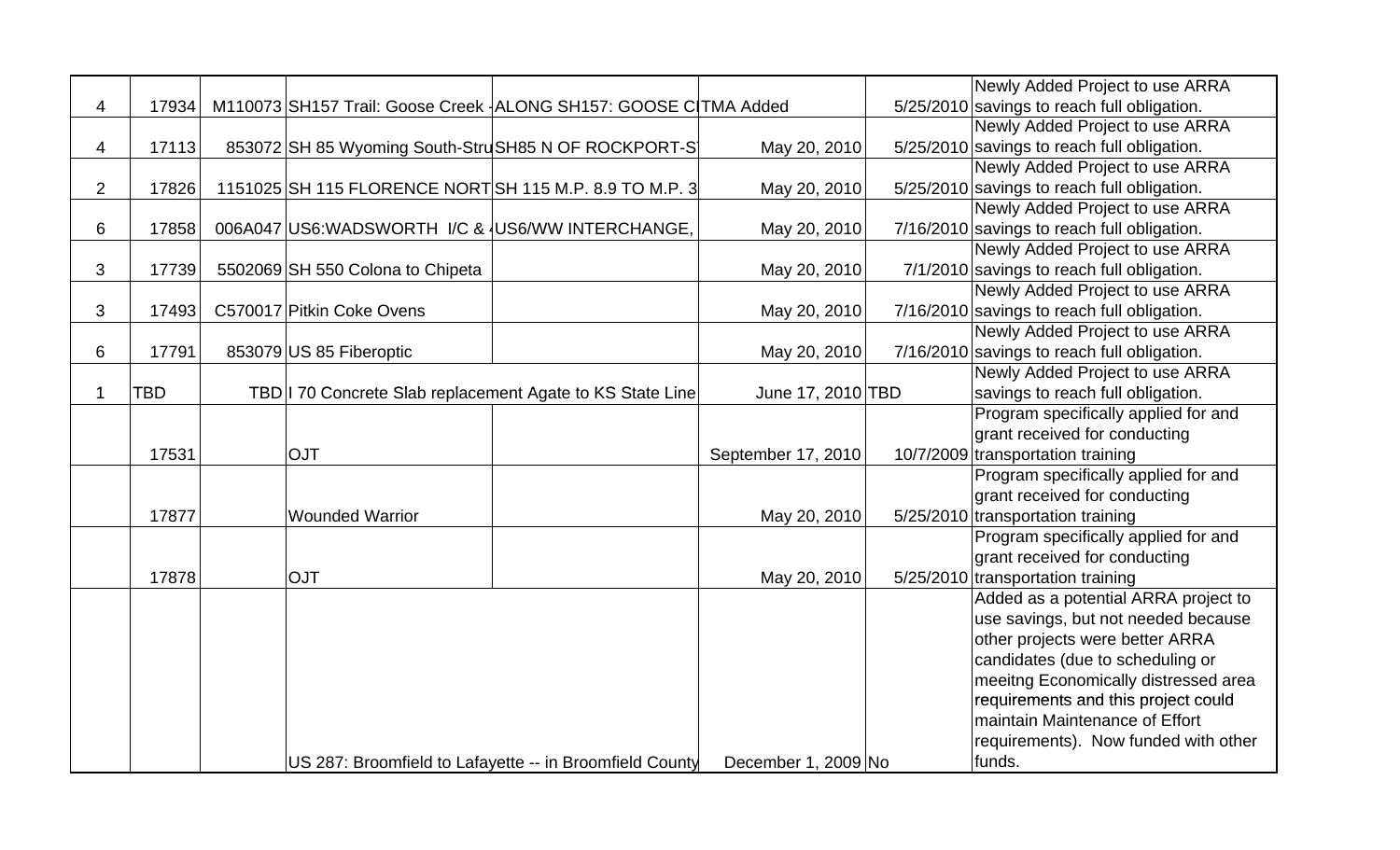| | | | | | | | |
|---|---|---|---|---|---|---|---|
| 4 | 17934 | M110073 | SH157 Trail: Goose Creek - | ALONG SH157: GOOSE C | TMA Added | 5/25/2010 | Newly Added Project to use ARRA savings to reach full obligation. |
| 4 | 17113 | 853072 | SH 85 Wyoming South-Stru | SH85 N OF ROCKPORT-S | May 20, 2010 | 5/25/2010 | Newly Added Project to use ARRA savings to reach full obligation. |
| 2 | 17826 | 1151025 | SH 115 FLORENCE NORT | SH 115 M.P. 8.9 TO M.P. 3 | May 20, 2010 | 5/25/2010 | Newly Added Project to use ARRA savings to reach full obligation. |
| 6 | 17858 | 006A047 | US6:WADSWORTH I/C & | US6/WW INTERCHANGE, | May 20, 2010 | 7/16/2010 | Newly Added Project to use ARRA savings to reach full obligation. |
| 3 | 17739 | 5502069 | SH 550 Colona to Chipeta | | May 20, 2010 | 7/1/2010 | Newly Added Project to use ARRA savings to reach full obligation. |
| 3 | 17493 | C570017 | Pitkin Coke Ovens | | May 20, 2010 | 7/16/2010 | Newly Added Project to use ARRA savings to reach full obligation. |
| 6 | 17791 | 853079 | US 85 Fiberoptic | | May 20, 2010 | 7/16/2010 | Newly Added Project to use ARRA savings to reach full obligation. |
| 1 | TBD | TBD | I 70 Concrete Slab replacement Agate to KS State Line | | June 17, 2010 | TBD | Newly Added Project to use ARRA savings to reach full obligation. |
| | 17531 | | OJT | | September 17, 2010 | 10/7/2009 | Program specifically applied for and grant received for conducting transportation training |
| | 17877 | | Wounded Warrior | | May 20, 2010 | 5/25/2010 | Program specifically applied for and grant received for conducting transportation training |
| | 17878 | | OJT | | May 20, 2010 | 5/25/2010 | Program specifically applied for and grant received for conducting transportation training |
| | | | US 287: Broomfield to Lafayette -- in Broomfield County | | December 1, 2009 | No | Added as a potential ARRA project to use savings, but not needed because other projects were better ARRA candidates (due to scheduling or meeitng Economically distressed area requirements and this project could maintain Maintenance of Effort requirements). Now funded with other funds. |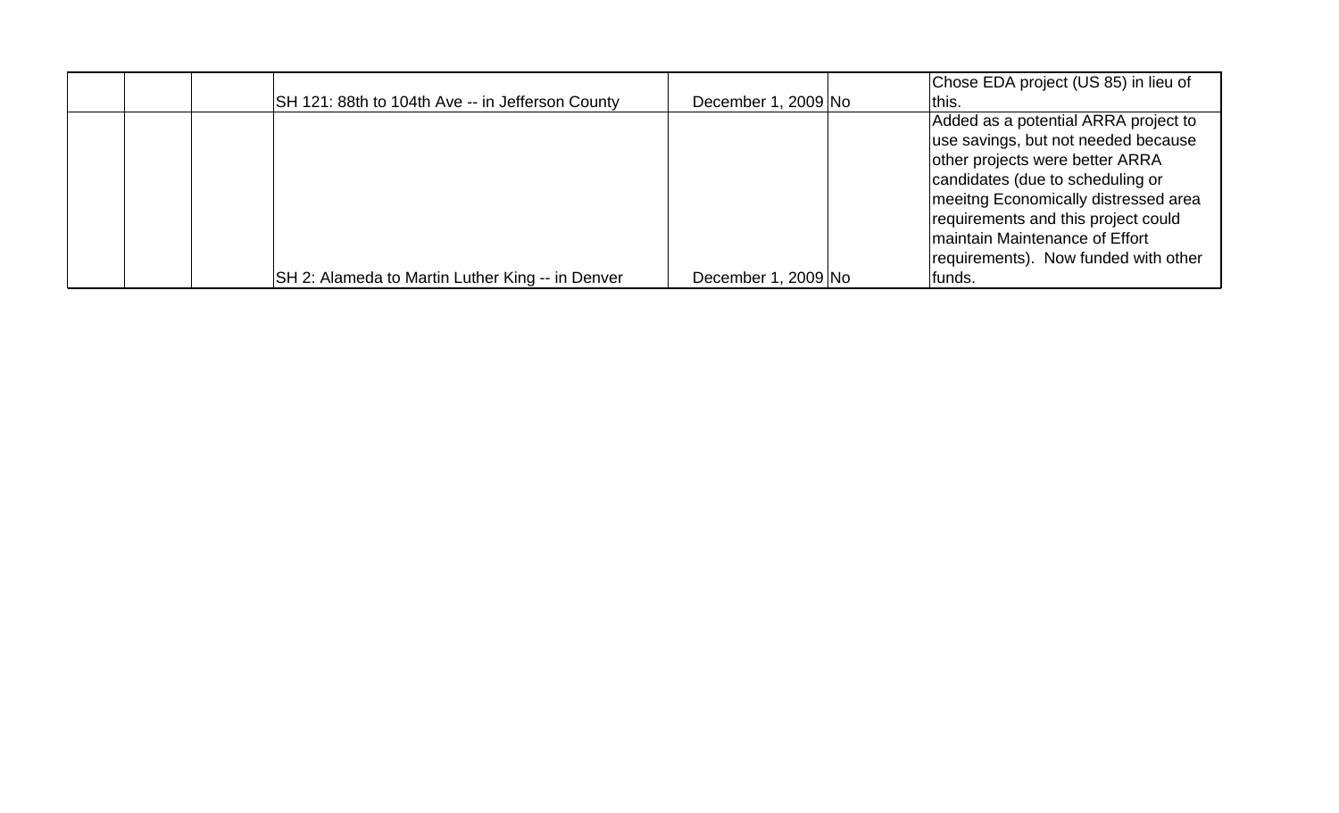| | | | | | | |
|---|---|---|---|---|---|---|
| | | | SH 121: 88th to 104th Ave -- in Jefferson County | December 1, 2009 | No | | Chose EDA project (US 85) in lieu of this. |
| | | | SH 2: Alameda to Martin Luther King -- in Denver | December 1, 2009 | No | | Added as a potential ARRA project to use savings, but not needed because other projects were better ARRA candidates (due to scheduling or meeitng Economically distressed area requirements and this project could maintain Maintenance of Effort requirements). Now funded with other funds. |